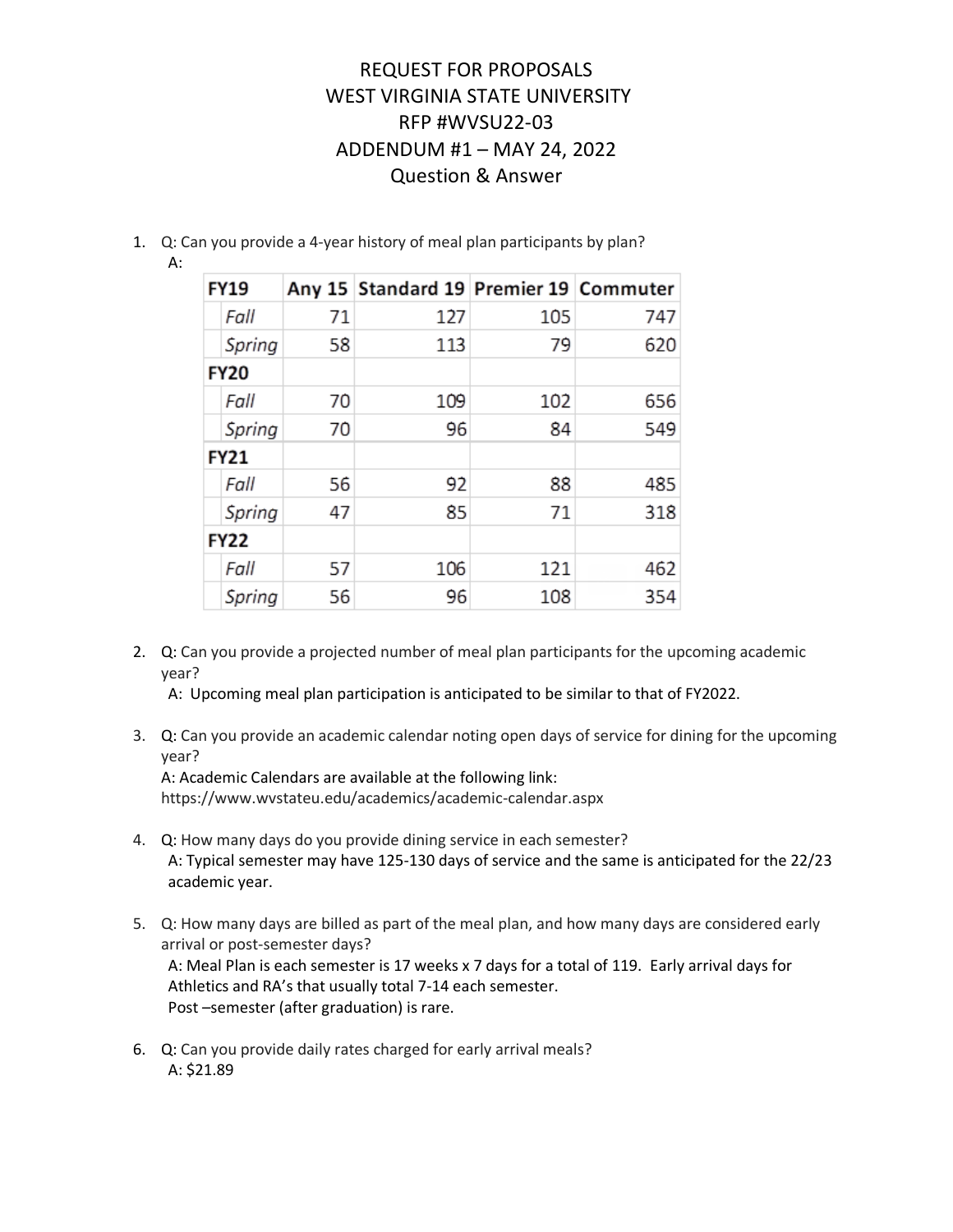# REQUEST FOR PROPOSALS
# WEST VIRGINIA STATE UNIVERSITY
# RFP #WVSU22-03
# ADDENDUM #1 – MAY 24, 2022
# Question & Answer

1. Q: Can you provide a 4-year history of meal plan participants by plan?
   A:

| FY19 | Any 15 | Standard 19 | Premier 19 | Commuter |
|---|---|---|---|---|
| *Fall* | 71 | 127 | 105 | 747 |
| *Spring* | 58 | 113 | 79 | 620 |
| **FY20** | | | | |
| *Fall* | 70 | 109 | 102 | 656 |
| *Spring* | 70 | 96 | 84 | 549 |
| **FY21** | | | | |
| *Fall* | 56 | 92 | 88 | 485 |
| *Spring* | 47 | 85 | 71 | 318 |
| **FY22** | | | | |
| *Fall* | 57 | 106 | 121 | 462 |
| *Spring* | 56 | 96 | 108 | 354 |

2. Q: Can you provide a projected number of meal plan participants for the upcoming academic year?
   A: Upcoming meal plan participation is anticipated to be similar to that of FY2022.

3. Q: Can you provide an academic calendar noting open days of service for dining for the upcoming year?
   A: Academic Calendars are available at the following link:
   https://www.wvstateu.edu/academics/academic-calendar.aspx

4. Q: How many days do you provide dining service in each semester?
   A: Typical semester may have 125-130 days of service and the same is anticipated for the 22/23 academic year.

5. Q: How many days are billed as part of the meal plan, and how many days are considered early arrival or post-semester days?
   A: Meal Plan is each semester is 17 weeks x 7 days for a total of 119. Early arrival days for Athletics and RA's that usually total 7-14 each semester.
   Post –semester (after graduation) is rare.

6. Q: Can you provide daily rates charged for early arrival meals?
   A: $21.89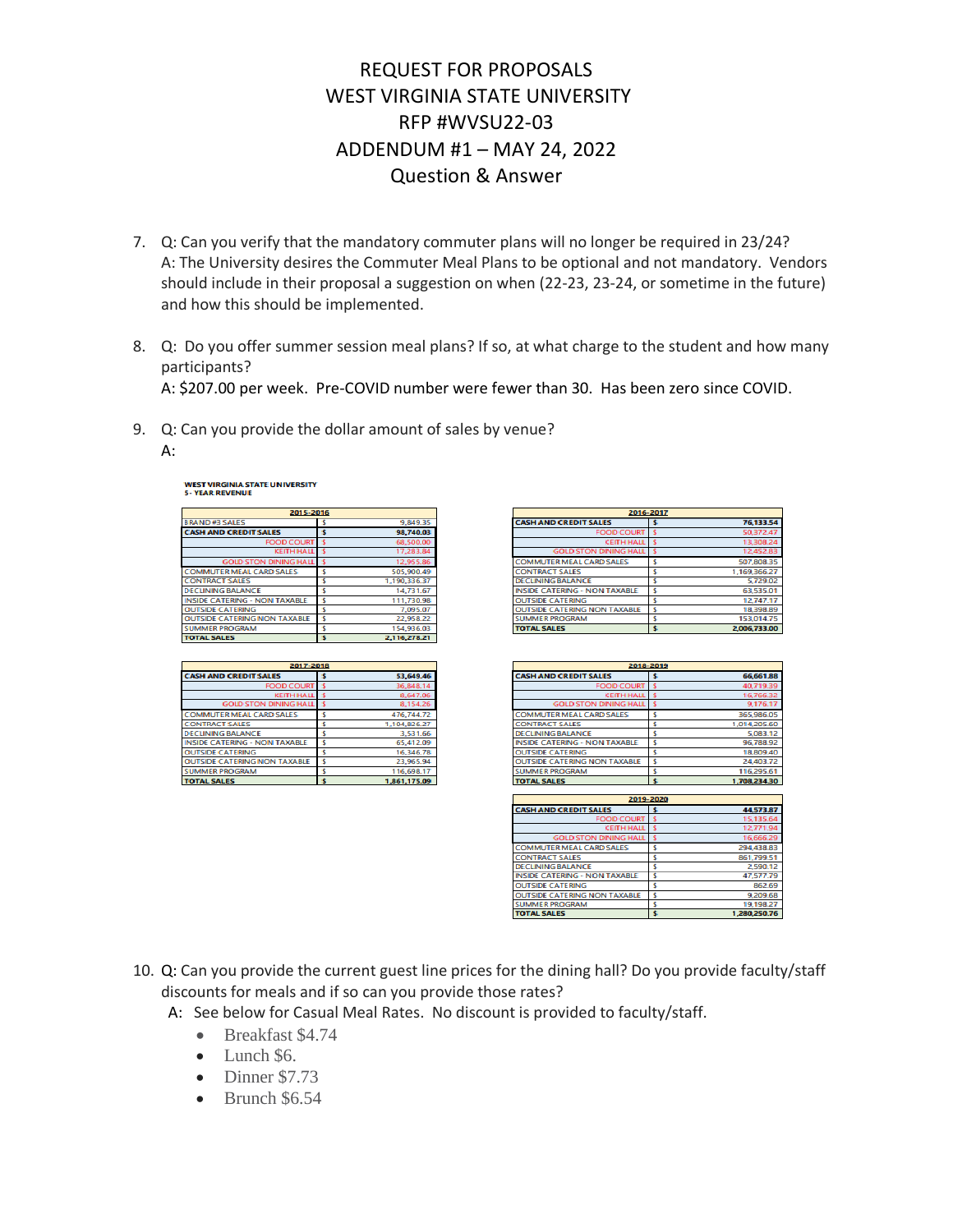# REQUEST FOR PROPOSALS
# WEST VIRGINIA STATE UNIVERSITY
# RFP #WVSU22-03
# ADDENDUM #1 – MAY 24, 2022
# Question & Answer

7. Q: Can you verify that the mandatory commuter plans will no longer be required in 23/24?
   A: The University desires the Commuter Meal Plans to be optional and not mandatory. Vendors should include in their proposal a suggestion on when (22-23, 23-24, or sometime in the future) and how this should be implemented.

8. Q: Do you offer summer session meal plans? If so, at what charge to the student and how many participants?
   A: $207.00 per week. Pre-COVID number were fewer than 30. Has been zero since COVID.

9. Q: Can you provide the dollar amount of sales by venue?
   A:

**WEST VIRGINIA STATE UNIVERSITY**
**5 - YEAR REVENUE**

| 2015-2016 | | |
|---|---|---|
| BRAND #3 SALES | $ | 9,849.35 |
| **CASH AND CREDIT SALES** | **$** | **98,740.03** |
| FOOD COURT | $ | 68,500.00 |
| KEITH HALL | $ | 17,283.84 |
| GOLDSTON DINING HALL | $ | 12,955.86 |
| COMMUTER MEAL CARD SALES | $ | 505,900.49 |
| CONTRACT SALES | $ | 1,190,336.37 |
| DECLINING BALANCE | $ | 14,731.67 |
| INSIDE CATERING - NON TAXABLE | $ | 111,730.98 |
| OUTSIDE CATERING | $ | 7,095.07 |
| OUTSIDE CATERING NON TAXABLE | $ | 22,958.22 |
| SUMMER PROGRAM | $ | 154,936.03 |
| **TOTAL SALES** | **$** | **2,116,278.21** |

| 2016-2017 | | |
|---|---|---|
| **CASH AND CREDIT SALES** | **$** | **76,133.54** |
| FOOD COURT | $ | 50,372.47 |
| KEITH HALL | $ | 13,308.24 |
| GOLDSTON DINING HALL | $ | 12,452.83 |
| COMMUTER MEAL CARD SALES | $ | 507,808.35 |
| CONTRACT SALES | $ | 1,169,366.27 |
| DECLINING BALANCE | $ | 5,729.02 |
| INSIDE CATERING - NON TAXABLE | $ | 63,535.01 |
| OUTSIDE CATERING | $ | 12,747.17 |
| OUTSIDE CATERING NON TAXABLE | $ | 18,398.89 |
| SUMMER PROGRAM | $ | 153,014.75 |
| **TOTAL SALES** | **$** | **2,006,733.00** |

| 2017-2018 | | |
|---|---|---|
| **CASH AND CREDIT SALES** | **$** | **53,649.46** |
| FOOD COURT | $ | 36,848.14 |
| KEITH HALL | $ | 8,647.06 |
| GOLDSTON DINING HALL | $ | 8,154.26 |
| COMMUTER MEAL CARD SALES | $ | 476,744.72 |
| CONTRACT SALES | $ | 1,104,826.27 |
| DECLINING BALANCE | $ | 3,531.66 |
| INSIDE CATERING - NON TAXABLE | $ | 65,412.09 |
| OUTSIDE CATERING | $ | 16,346.78 |
| OUTSIDE CATERING NON TAXABLE | $ | 23,965.94 |
| SUMMER PROGRAM | $ | 116,698.17 |
| **TOTAL SALES** | **$** | **1,861,175.09** |

| 2018-2019 | | |
|---|---|---|
| **CASH AND CREDIT SALES** | **$** | **66,661.88** |
| FOOD COURT | $ | 40,719.39 |
| KEITH HALL | $ | 16,766.32 |
| GOLDSTON DINING HALL | $ | 9,176.17 |
| COMMUTER MEAL CARD SALES | $ | 365,986.05 |
| CONTRACT SALES | $ | 1,014,205.60 |
| DECLINING BALANCE | $ | 5,083.12 |
| INSIDE CATERING - NON TAXABLE | $ | 96,788.92 |
| OUTSIDE CATERING | $ | 18,809.40 |
| OUTSIDE CATERING NON TAXABLE | $ | 24,403.72 |
| SUMMER PROGRAM | $ | 116,295.61 |
| **TOTAL SALES** | **$** | **1,708,234.30** |

| 2019-2020 | | |
|---|---|---|
| **CASH AND CREDIT SALES** | **$** | **44,573.87** |
| FOOD COURT | $ | 15,135.64 |
| KEITH HALL | $ | 12,771.94 |
| GOLDSTON DINING HALL | $ | 16,666.29 |
| COMMUTER MEAL CARD SALES | $ | 294,438.83 |
| CONTRACT SALES | $ | 861,799.51 |
| DECLINING BALANCE | $ | 2,590.12 |
| INSIDE CATERING - NON TAXABLE | $ | 47,577.79 |
| OUTSIDE CATERING | $ | 862.69 |
| OUTSIDE CATERING NON TAXABLE | $ | 9,209.68 |
| SUMMER PROGRAM | $ | 19,198.27 |
| **TOTAL SALES** | **$** | **1,280,250.76** |

10. Q: Can you provide the current guest line prices for the dining hall? Do you provide faculty/staff discounts for meals and if so can you provide those rates?
    A: See below for Casual Meal Rates. No discount is provided to faculty/staff.
    - Breakfast $4.74
    - Lunch $6.
    - Dinner $7.73
    - Brunch $6.54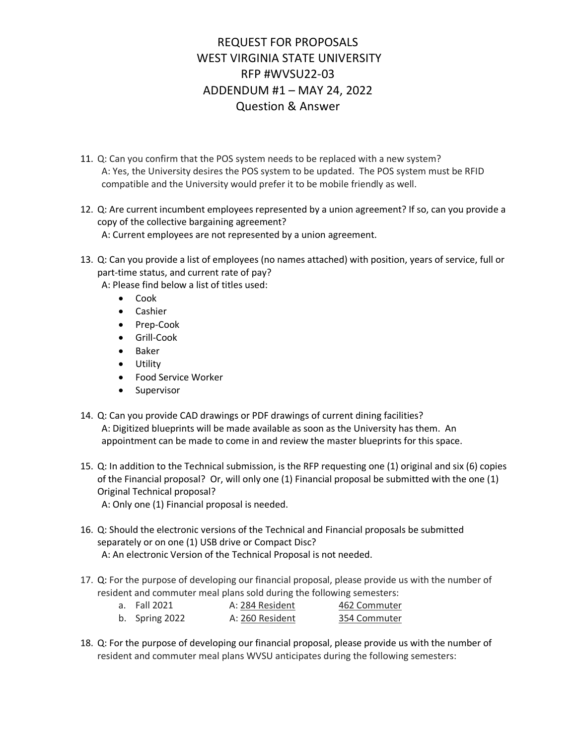# REQUEST FOR PROPOSALS
# WEST VIRGINIA STATE UNIVERSITY
# RFP #WVSU22-03
# ADDENDUM #1 – MAY 24, 2022
# Question & Answer

11. Q: Can you confirm that the POS system needs to be replaced with a new system?
    A: Yes, the University desires the POS system to be updated. The POS system must be RFID compatible and the University would prefer it to be mobile friendly as well.

12. Q: Are current incumbent employees represented by a union agreement? If so, can you provide a copy of the collective bargaining agreement?
    A: Current employees are not represented by a union agreement.

13. Q: Can you provide a list of employees (no names attached) with position, years of service, full or part-time status, and current rate of pay?
    A: Please find below a list of titles used:
    - Cook
    - Cashier
    - Prep-Cook
    - Grill-Cook
    - Baker
    - Utility
    - Food Service Worker
    - Supervisor

14. Q: Can you provide CAD drawings or PDF drawings of current dining facilities?
    A: Digitized blueprints will be made available as soon as the University has them. An appointment can be made to come in and review the master blueprints for this space.

15. Q: In addition to the Technical submission, is the RFP requesting one (1) original and six (6) copies of the Financial proposal? Or, will only one (1) Financial proposal be submitted with the one (1) Original Technical proposal?
    A: Only one (1) Financial proposal is needed.

16. Q: Should the electronic versions of the Technical and Financial proposals be submitted separately or on one (1) USB drive or Compact Disc?
    A: An electronic Version of the Technical Proposal is not needed.

17. Q: For the purpose of developing our financial proposal, please provide us with the number of resident and commuter meal plans sold during the following semesters:
    a. Fall 2021 A: 284 Resident 462 Commuter
    b. Spring 2022 A: 260 Resident 354 Commuter

18. Q: For the purpose of developing our financial proposal, please provide us with the number of resident and commuter meal plans WVSU anticipates during the following semesters: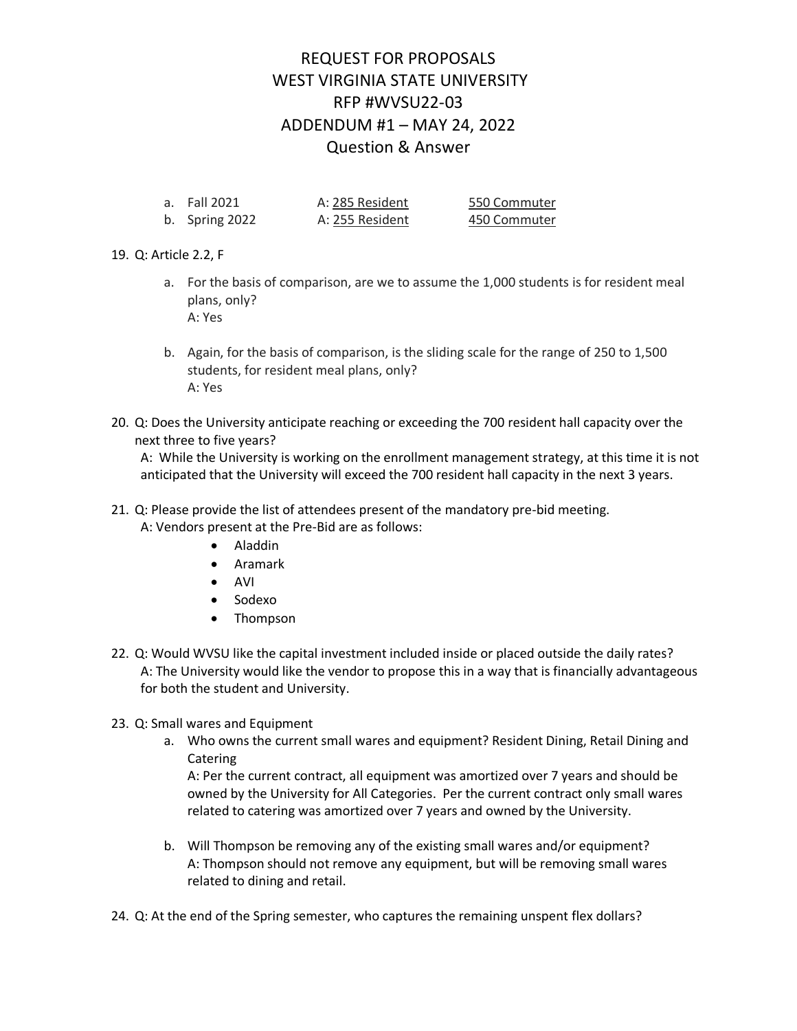# REQUEST FOR PROPOSALS
# WEST VIRGINIA STATE UNIVERSITY
# RFP #WVSU22-03
# ADDENDUM #1 – MAY 24, 2022
# Question & Answer

a. Fall 2021 A: 285 Resident 550 Commuter
b. Spring 2022 A: 255 Resident 450 Commuter

19. Q: Article 2.2, F
    a. For the basis of comparison, are we to assume the 1,000 students is for resident meal plans, only?
       A: Yes
    b. Again, for the basis of comparison, is the sliding scale for the range of 250 to 1,500 students, for resident meal plans, only?
       A: Yes

20. Q: Does the University anticipate reaching or exceeding the 700 resident hall capacity over the next three to five years?
    A: While the University is working on the enrollment management strategy, at this time it is not anticipated that the University will exceed the 700 resident hall capacity in the next 3 years.

21. Q: Please provide the list of attendees present of the mandatory pre-bid meeting.
    A: Vendors present at the Pre-Bid are as follows:
    - Aladdin
    - Aramark
    - AVI
    - Sodexo
    - Thompson

22. Q: Would WVSU like the capital investment included inside or placed outside the daily rates?
    A: The University would like the vendor to propose this in a way that is financially advantageous for both the student and University.

23. Q: Small wares and Equipment
    a. Who owns the current small wares and equipment? Resident Dining, Retail Dining and Catering
       A: Per the current contract, all equipment was amortized over 7 years and should be owned by the University for All Categories. Per the current contract only small wares related to catering was amortized over 7 years and owned by the University.
    b. Will Thompson be removing any of the existing small wares and/or equipment?
       A: Thompson should not remove any equipment, but will be removing small wares related to dining and retail.

24. Q: At the end of the Spring semester, who captures the remaining unspent flex dollars?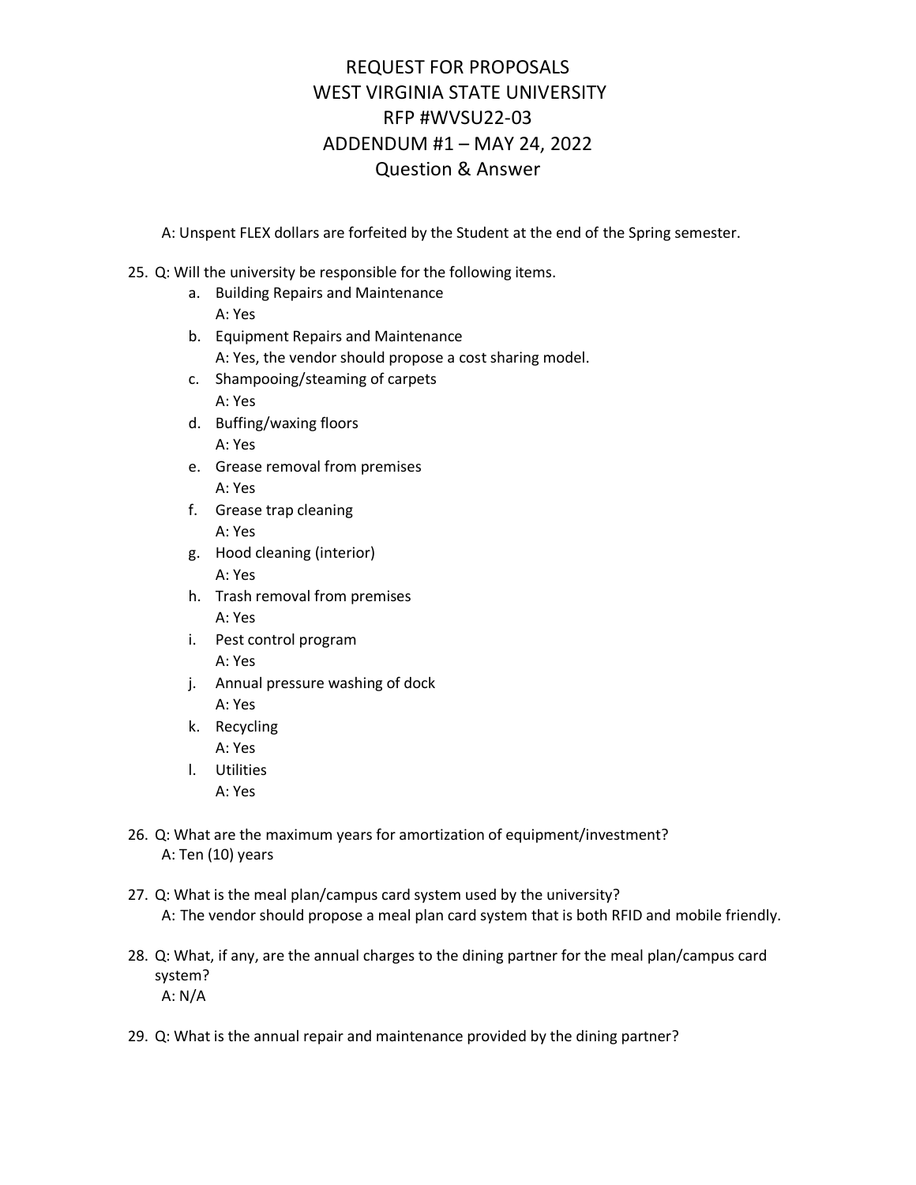REQUEST FOR PROPOSALS
WEST VIRGINIA STATE UNIVERSITY
RFP #WVSU22-03
ADDENDUM #1 – MAY 24, 2022
Question & Answer

A: Unspent FLEX dollars are forfeited by the Student at the end of the Spring semester.

25. Q: Will the university be responsible for the following items.
    a. Building Repairs and Maintenance
       A: Yes
    b. Equipment Repairs and Maintenance
       A: Yes, the vendor should propose a cost sharing model.
    c. Shampooing/steaming of carpets
       A: Yes
    d. Buffing/waxing floors
       A: Yes
    e. Grease removal from premises
       A: Yes
    f. Grease trap cleaning
       A: Yes
    g. Hood cleaning (interior)
       A: Yes
    h. Trash removal from premises
       A: Yes
    i. Pest control program
       A: Yes
    j. Annual pressure washing of dock
       A: Yes
    k. Recycling
       A: Yes
    l. Utilities
       A: Yes

26. Q: What are the maximum years for amortization of equipment/investment?
    A: Ten (10) years

27. Q: What is the meal plan/campus card system used by the university?
    A: The vendor should propose a meal plan card system that is both RFID and mobile friendly.

28. Q: What, if any, are the annual charges to the dining partner for the meal plan/campus card system?
    A: N/A

29. Q: What is the annual repair and maintenance provided by the dining partner?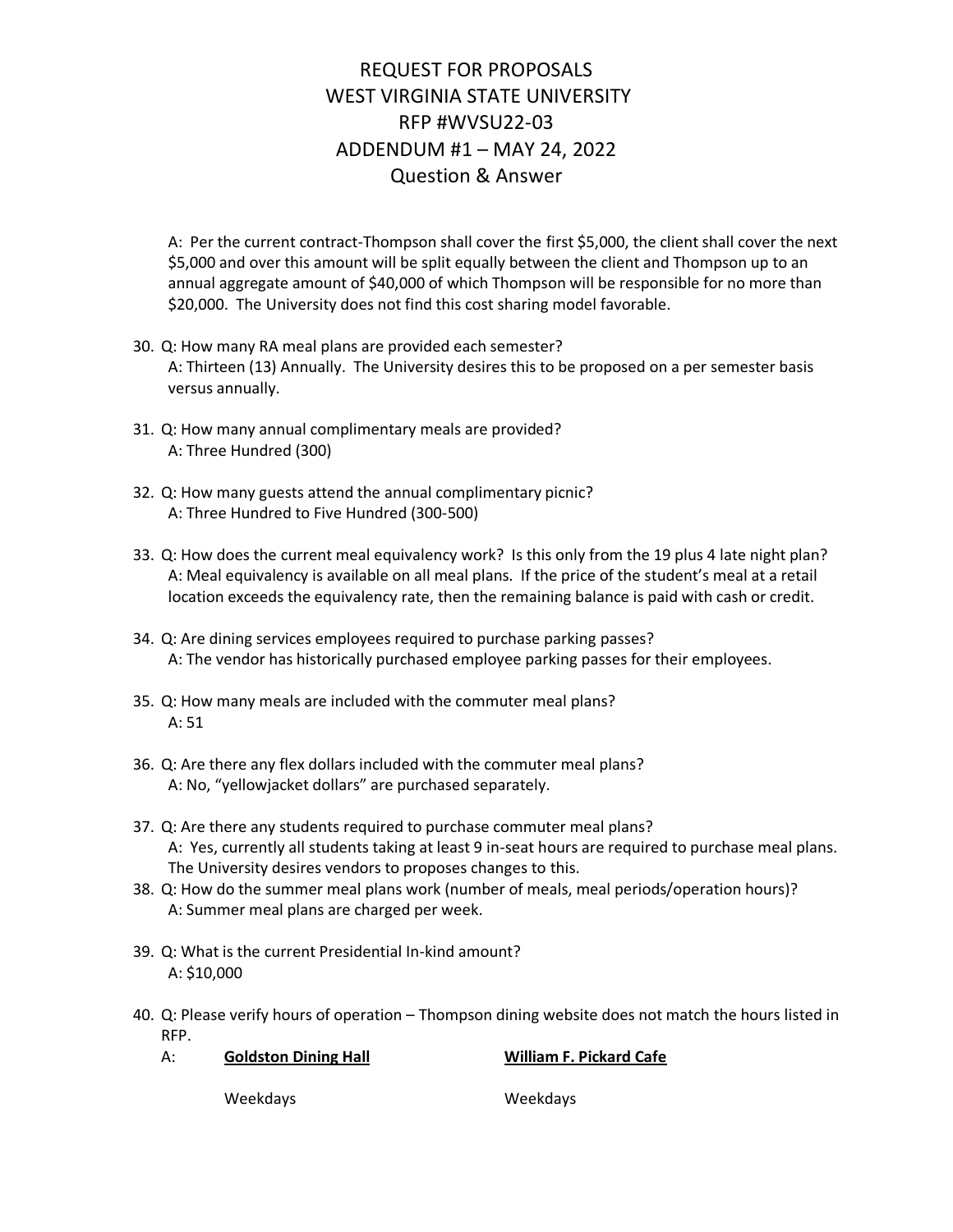A: Per the current contract-Thompson shall cover the first $5,000, the client shall cover the next $5,000 and over this amount will be split equally between the client and Thompson up to an annual aggregate amount of $40,000 of which Thompson will be responsible for no more than $20,000. The University does not find this cost sharing model favorable.

30. Q: How many RA meal plans are provided each semester?
    A: Thirteen (13) Annually. The University desires this to be proposed on a per semester basis versus annually.

31. Q: How many annual complimentary meals are provided?
    A: Three Hundred (300)

32. Q: How many guests attend the annual complimentary picnic?
    A: Three Hundred to Five Hundred (300-500)

33. Q: How does the current meal equivalency work? Is this only from the 19 plus 4 late night plan?
    A: Meal equivalency is available on all meal plans. If the price of the student's meal at a retail location exceeds the equivalency rate, then the remaining balance is paid with cash or credit.

34. Q: Are dining services employees required to purchase parking passes?
    A: The vendor has historically purchased employee parking passes for their employees.

35. Q: How many meals are included with the commuter meal plans?
    A: 51

36. Q: Are there any flex dollars included with the commuter meal plans?
    A: No, "yellowjacket dollars" are purchased separately.

37. Q: Are there any students required to purchase commuter meal plans?
    A: Yes, currently all students taking at least 9 in-seat hours are required to purchase meal plans. The University desires vendors to proposes changes to this.

38. Q: How do the summer meal plans work (number of meals, meal periods/operation hours)?
    A: Summer meal plans are charged per week.

39. Q: What is the current Presidential In-kind amount?
    A: $10,000

40. Q: Please verify hours of operation – Thompson dining website does not match the hours listed in RFP.

    A:

| **Goldston Dining Hall** | **William F. Pickard Cafe** |
|---|---|
| Weekdays | Weekdays |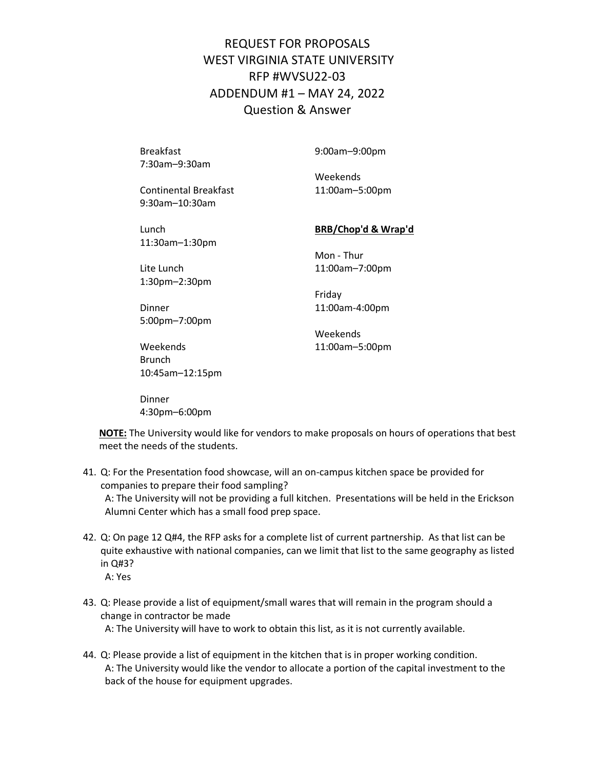# REQUEST FOR PROPOSALS
# WEST VIRGINIA STATE UNIVERSITY
# RFP #WVSU22-03
# ADDENDUM #1 – MAY 24, 2022
# Question & Answer

Breakfast
7:30am–9:30am

Continental Breakfast
9:30am–10:30am

Lunch
11:30am–1:30pm

Lite Lunch
1:30pm–2:30pm

Dinner
5:00pm–7:00pm

Weekends
Brunch
10:45am–12:15pm

Dinner
4:30pm–6:00pm

9:00am–9:00pm

Weekends
11:00am–5:00pm

**BRB/Chop'd & Wrap'd**

Mon - Thur
11:00am–7:00pm

Friday
11:00am-4:00pm

Weekends
11:00am–5:00pm

**NOTE:** The University would like for vendors to make proposals on hours of operations that best meet the needs of the students.

41. Q: For the Presentation food showcase, will an on-campus kitchen space be provided for companies to prepare their food sampling?
    A: The University will not be providing a full kitchen. Presentations will be held in the Erickson Alumni Center which has a small food prep space.

42. Q: On page 12 Q#4, the RFP asks for a complete list of current partnership. As that list can be quite exhaustive with national companies, can we limit that list to the same geography as listed in Q#3?
    A: Yes

43. Q: Please provide a list of equipment/small wares that will remain in the program should a change in contractor be made
    A: The University will have to work to obtain this list, as it is not currently available.

44. Q: Please provide a list of equipment in the kitchen that is in proper working condition.
    A: The University would like the vendor to allocate a portion of the capital investment to the back of the house for equipment upgrades.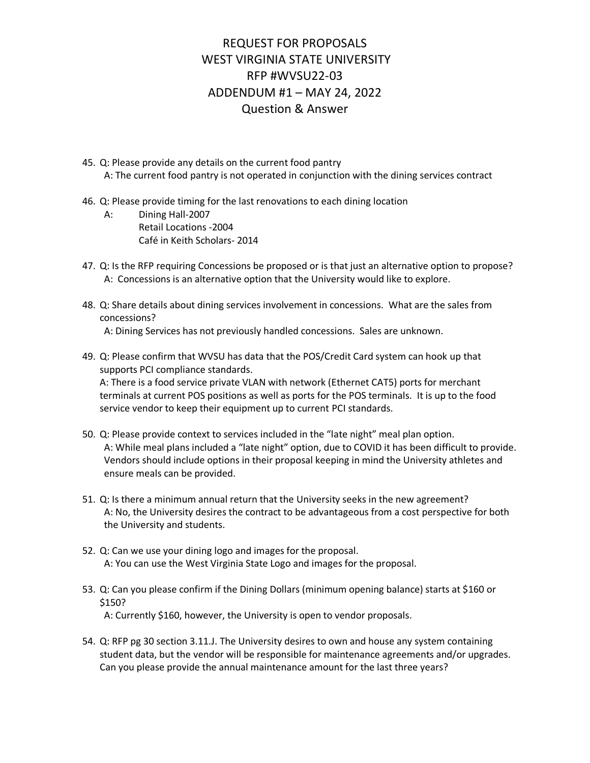# REQUEST FOR PROPOSALS
# WEST VIRGINIA STATE UNIVERSITY
# RFP #WVSU22-03
# ADDENDUM #1 – MAY 24, 2022
# Question & Answer

45. Q: Please provide any details on the current food pantry
    A: The current food pantry is not operated in conjunction with the dining services contract

46. Q: Please provide timing for the last renovations to each dining location
    A: Dining Hall-2007
    Retail Locations -2004
    Café in Keith Scholars- 2014

47. Q: Is the RFP requiring Concessions be proposed or is that just an alternative option to propose?
    A: Concessions is an alternative option that the University would like to explore.

48. Q: Share details about dining services involvement in concessions. What are the sales from concessions?
    A: Dining Services has not previously handled concessions. Sales are unknown.

49. Q: Please confirm that WVSU has data that the POS/Credit Card system can hook up that supports PCI compliance standards.
    A: There is a food service private VLAN with network (Ethernet CAT5) ports for merchant terminals at current POS positions as well as ports for the POS terminals. It is up to the food service vendor to keep their equipment up to current PCI standards.

50. Q: Please provide context to services included in the "late night" meal plan option.
    A: While meal plans included a "late night" option, due to COVID it has been difficult to provide. Vendors should include options in their proposal keeping in mind the University athletes and ensure meals can be provided.

51. Q: Is there a minimum annual return that the University seeks in the new agreement?
    A: No, the University desires the contract to be advantageous from a cost perspective for both the University and students.

52. Q: Can we use your dining logo and images for the proposal.
    A: You can use the West Virginia State Logo and images for the proposal.

53. Q: Can you please confirm if the Dining Dollars (minimum opening balance) starts at $160 or $150?
    A: Currently $160, however, the University is open to vendor proposals.

54. Q: RFP pg 30 section 3.11.J. The University desires to own and house any system containing student data, but the vendor will be responsible for maintenance agreements and/or upgrades. Can you please provide the annual maintenance amount for the last three years?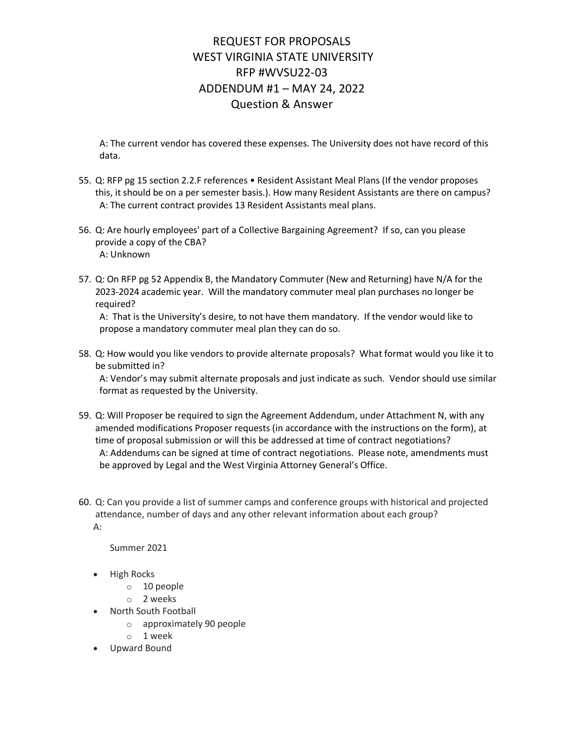# REQUEST FOR PROPOSALS
# WEST VIRGINIA STATE UNIVERSITY
# RFP #WVSU22-03
# ADDENDUM #1 – MAY 24, 2022
# Question & Answer

A: The current vendor has covered these expenses. The University does not have record of this data.

55. Q: RFP pg 15 section 2.2.F references • Resident Assistant Meal Plans (If the vendor proposes this, it should be on a per semester basis.). How many Resident Assistants are there on campus?
    A: The current contract provides 13 Resident Assistants meal plans.

56. Q: Are hourly employees' part of a Collective Bargaining Agreement? If so, can you please provide a copy of the CBA?
    A: Unknown

57. Q: On RFP pg 52 Appendix B, the Mandatory Commuter (New and Returning) have N/A for the 2023-2024 academic year. Will the mandatory commuter meal plan purchases no longer be required?
    A: That is the University's desire, to not have them mandatory. If the vendor would like to propose a mandatory commuter meal plan they can do so.

58. Q: How would you like vendors to provide alternate proposals? What format would you like it to be submitted in?
    A: Vendor's may submit alternate proposals and just indicate as such. Vendor should use similar format as requested by the University.

59. Q: Will Proposer be required to sign the Agreement Addendum, under Attachment N, with any amended modifications Proposer requests (in accordance with the instructions on the form), at time of proposal submission or will this be addressed at time of contract negotiations?
    A: Addendums can be signed at time of contract negotiations. Please note, amendments must be approved by Legal and the West Virginia Attorney General's Office.

60. Q: Can you provide a list of summer camps and conference groups with historical and projected attendance, number of days and any other relevant information about each group?
    A:

    Summer 2021

- High Rocks
  - 10 people
  - 2 weeks
- North South Football
  - approximately 90 people
  - 1 week
- Upward Bound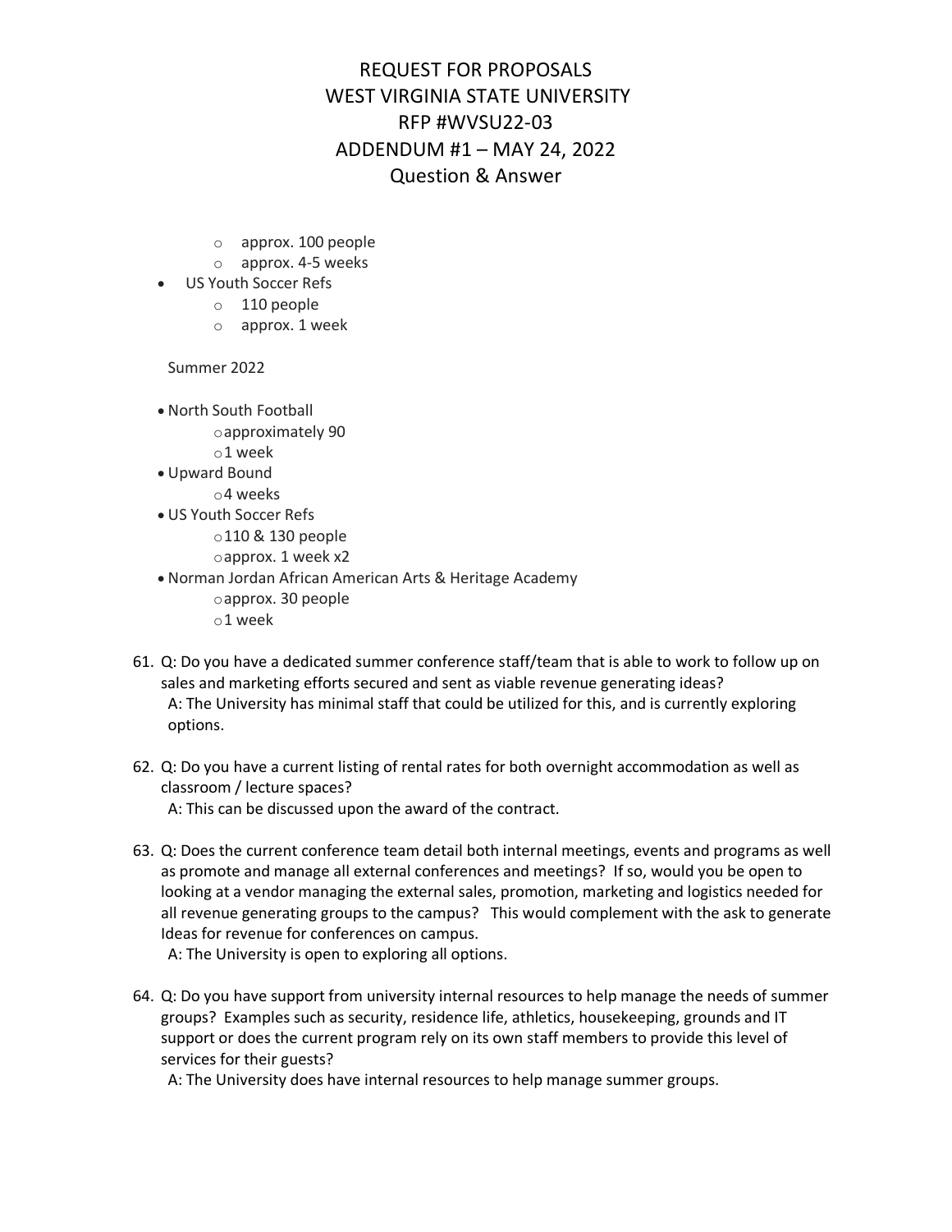# REQUEST FOR PROPOSALS
# WEST VIRGINIA STATE UNIVERSITY
# RFP #WVSU22-03
# ADDENDUM #1 – MAY 24, 2022
# Question & Answer

  - approx. 100 people
  - approx. 4-5 weeks
- US Youth Soccer Refs
  - 110 people
  - approx. 1 week

Summer 2022

- North South Football
  - approximately 90
  - 1 week
- Upward Bound
  - 4 weeks
- US Youth Soccer Refs
  - 110 & 130 people
  - approx. 1 week x2
- Norman Jordan African American Arts & Heritage Academy
  - approx. 30 people
  - 1 week

61. Q: Do you have a dedicated summer conference staff/team that is able to work to follow up on sales and marketing efforts secured and sent as viable revenue generating ideas?
    A: The University has minimal staff that could be utilized for this, and is currently exploring options.

62. Q: Do you have a current listing of rental rates for both overnight accommodation as well as classroom / lecture spaces?
    A: This can be discussed upon the award of the contract.

63. Q: Does the current conference team detail both internal meetings, events and programs as well as promote and manage all external conferences and meetings? If so, would you be open to looking at a vendor managing the external sales, promotion, marketing and logistics needed for all revenue generating groups to the campus? This would complement with the ask to generate Ideas for revenue for conferences on campus.
    A: The University is open to exploring all options.

64. Q: Do you have support from university internal resources to help manage the needs of summer groups? Examples such as security, residence life, athletics, housekeeping, grounds and IT support or does the current program rely on its own staff members to provide this level of services for their guests?
    A: The University does have internal resources to help manage summer groups.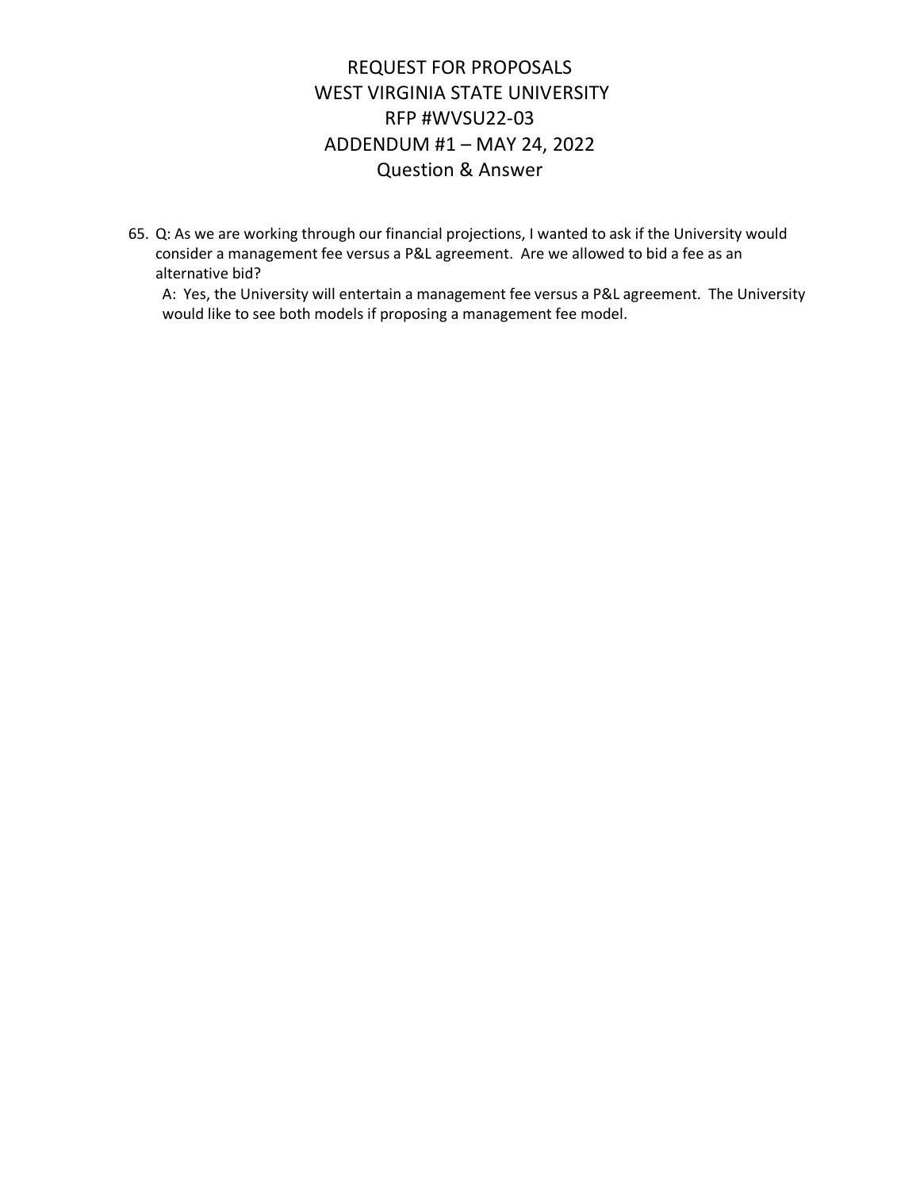# REQUEST FOR PROPOSALS
# WEST VIRGINIA STATE UNIVERSITY
# RFP #WVSU22-03
# ADDENDUM #1 – MAY 24, 2022
# Question & Answer

65. Q: As we are working through our financial projections, I wanted to ask if the University would consider a management fee versus a P&L agreement. Are we allowed to bid a fee as an alternative bid?

    A: Yes, the University will entertain a management fee versus a P&L agreement. The University would like to see both models if proposing a management fee model.